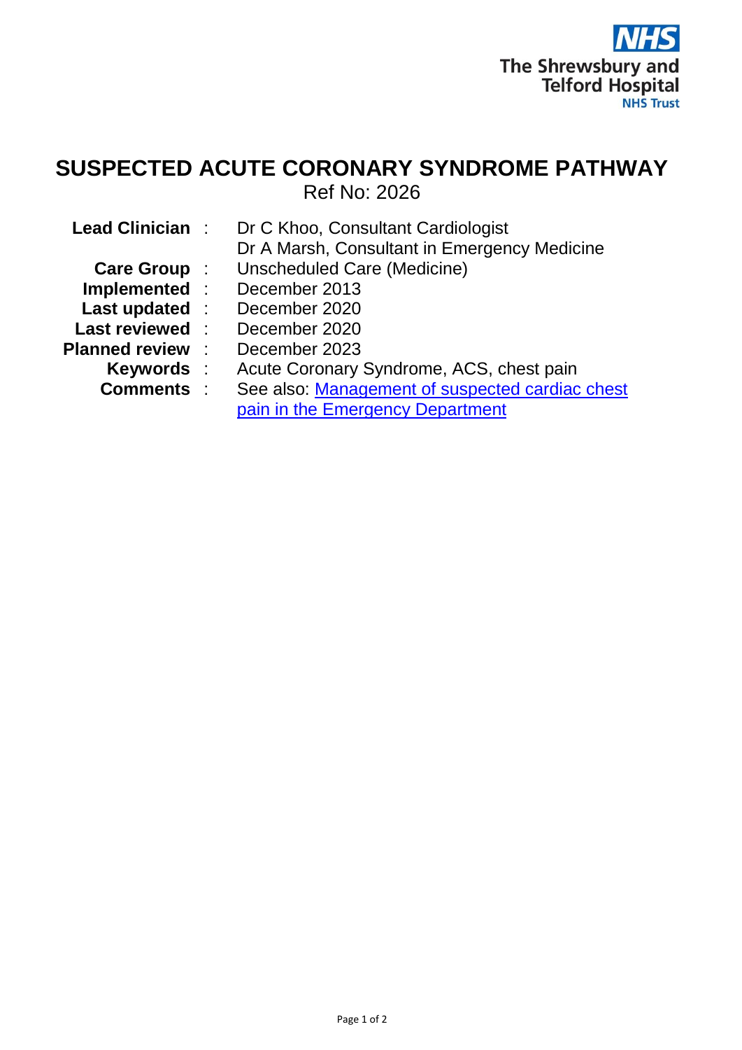The Shrewsbury and Telford Hospital NHS Trust

# SUSPECTED ACUTE CORONARY SYNDROME PATHWAY

Ref No: 2026

| | | |
|---|---|---|
| **Lead Clinician** | : | Dr C Khoo, Consultant Cardiologist<br>Dr A Marsh, Consultant in Emergency Medicine |
| **Care Group** | : | Unscheduled Care (Medicine) |
| **Implemented** | : | December 2013 |
| **Last updated** | : | December 2020 |
| **Last reviewed** | : | December 2020 |
| **Planned review** | : | December 2023 |
| **Keywords** | : | Acute Coronary Syndrome, ACS, chest pain |
| **Comments** | : | See also: Management of suspected cardiac chest pain in the Emergency Department |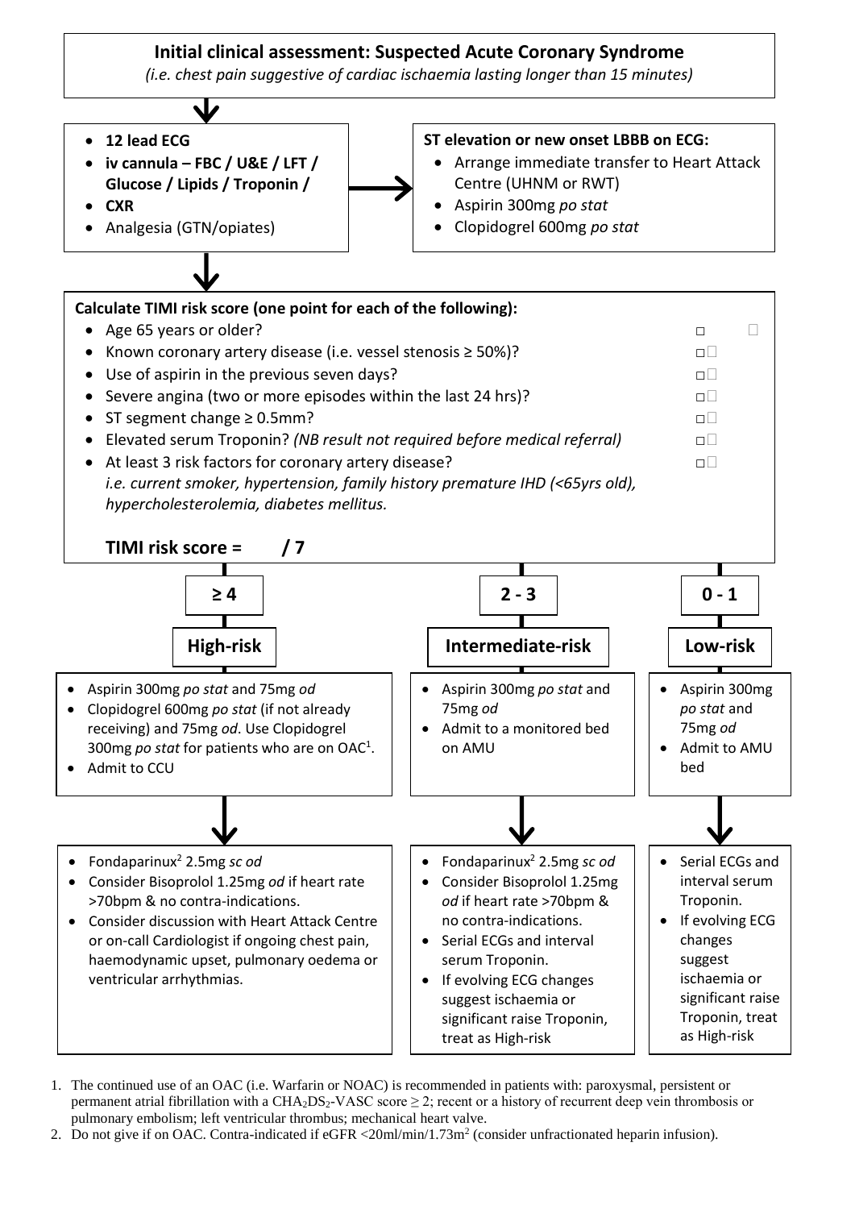## Initial clinical assessment: Suspected Acute Coronary Syndrome

*(i.e. chest pain suggestive of cardiac ischaemia lasting longer than 15 minutes)*

- **12 lead ECG**
- **iv cannula – FBC / U&E / LFT / Glucose / Lipids / Troponin /**
- **CXR**
- Analgesia (GTN/opiates)

**ST elevation or new onset LBBB on ECG:**

- Arrange immediate transfer to Heart Attack Centre (UHNM or RWT)
- Aspirin 300mg *po stat*
- Clopidogrel 600mg *po stat*

**Calculate TIMI risk score (one point for each of the following):**

- Age 65 years or older? □
- Known coronary artery disease (i.e. vessel stenosis ≥ 50%)? □
- Use of aspirin in the previous seven days? □
- Severe angina (two or more episodes within the last 24 hrs)? □
- ST segment change ≥ 0.5mm? □
- Elevated serum Troponin? *(NB result not required before medical referral)* □
- At least 3 risk factors for coronary artery disease? □
  *i.e. current smoker, hypertension, family history premature IHD (<65yrs old), hypercholesterolemia, diabetes mellitus.*

**TIMI risk score = /7**

### ≥ 4 — High-risk

- Aspirin 300mg *po stat* and 75mg *od*
- Clopidogrel 600mg *po stat* (if not already receiving) and 75mg *od*. Use Clopidogrel 300mg *po stat* for patients who are on OAC[1].
- Admit to CCU

↓

- Fondaparinux[2] 2.5mg *sc od*
- Consider Bisoprolol 1.25mg *od* if heart rate >70bpm & no contra-indications.
- Consider discussion with Heart Attack Centre or on-call Cardiologist if ongoing chest pain, haemodynamic upset, pulmonary oedema or ventricular arrhythmias.

### 2 - 3 — Intermediate-risk

- Aspirin 300mg *po stat* and 75mg *od*
- Admit to a monitored bed on AMU

↓

- Fondaparinux[2] 2.5mg *sc od*
- Consider Bisoprolol 1.25mg *od* if heart rate >70bpm & no contra-indications.
- Serial ECGs and interval serum Troponin.
- If evolving ECG changes suggest ischaemia or significant raise Troponin, treat as High-risk

### 0 - 1 — Low-risk

- Aspirin 300mg *po stat* and 75mg *od*
- Admit to AMU bed

↓

- Serial ECGs and interval serum Troponin.
- If evolving ECG changes suggest ischaemia or significant raise Troponin, treat as High-risk

---

1. The continued use of an OAC (i.e. Warfarin or NOAC) is recommended in patients with: paroxysmal, persistent or permanent atrial fibrillation with a $CHA_2DS_2$-VASC score ≥ 2; recent or a history of recurrent deep vein thrombosis or pulmonary embolism; left ventricular thrombus; mechanical heart valve.
2. Do not give if on OAC. Contra-indicated if eGFR <20ml/min/1.73m$^2$ (consider unfractionated heparin infusion).